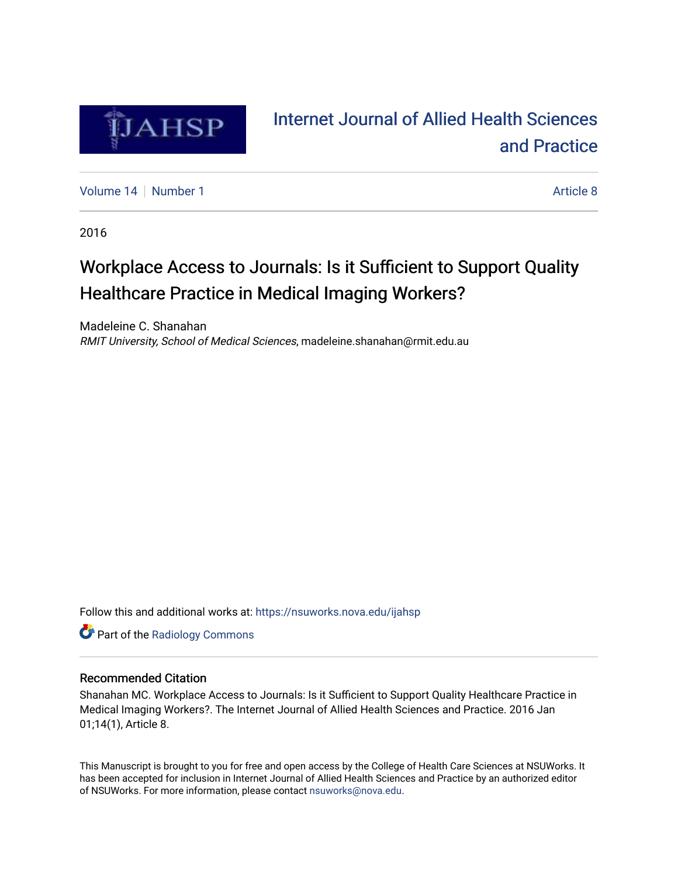# Internet Journal of Allied Health Sciences and Practice

Volume 14 | Number 1 | Article 8

2016

# Workplace Access to Journals: Is it Sufficient to Support Quality Healthcare Practice in Medical Imaging Workers?

Madeleine C. Shanahan
*RMIT University, School of Medical Sciences*, madeleine.shanahan@rmit.edu.au

Follow this and additional works at: https://nsuworks.nova.edu/ijahsp

Part of the Radiology Commons

## Recommended Citation

Shanahan MC. Workplace Access to Journals: Is it Sufficient to Support Quality Healthcare Practice in Medical Imaging Workers?. The Internet Journal of Allied Health Sciences and Practice. 2016 Jan 01;14(1), Article 8.

This Manuscript is brought to you for free and open access by the College of Health Care Sciences at NSUWorks. It has been accepted for inclusion in Internet Journal of Allied Health Sciences and Practice by an authorized editor of NSUWorks. For more information, please contact nsuworks@nova.edu.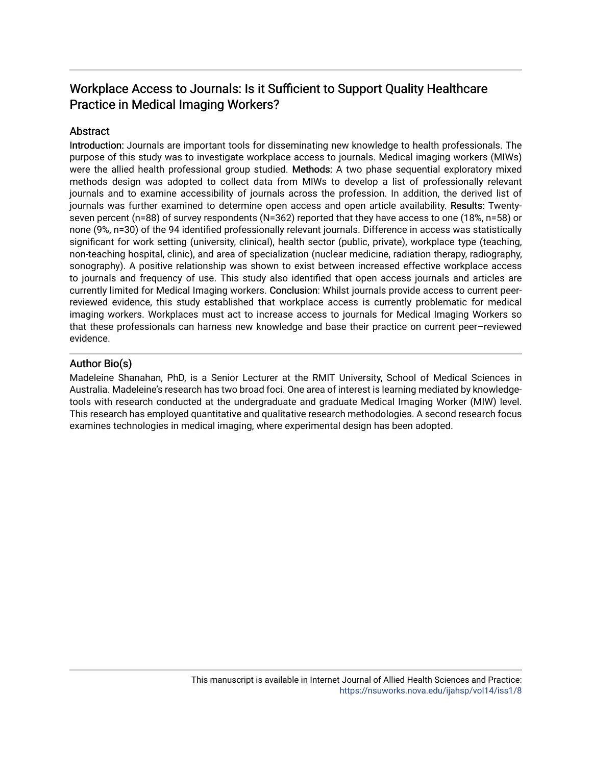## Workplace Access to Journals: Is it Sufficient to Support Quality Healthcare Practice in Medical Imaging Workers?

### Abstract

**Introduction:** Journals are important tools for disseminating new knowledge to health professionals. The purpose of this study was to investigate workplace access to journals. Medical imaging workers (MIWs) were the allied health professional group studied. **Methods:** A two phase sequential exploratory mixed methods design was adopted to collect data from MIWs to develop a list of professionally relevant journals and to examine accessibility of journals across the profession. In addition, the derived list of journals was further examined to determine open access and open article availability. **Results:** Twenty-seven percent (n=88) of survey respondents (N=362) reported that they have access to one (18%, n=58) or none (9%, n=30) of the 94 identified professionally relevant journals. Difference in access was statistically significant for work setting (university, clinical), health sector (public, private), workplace type (teaching, non-teaching hospital, clinic), and area of specialization (nuclear medicine, radiation therapy, radiography, sonography). A positive relationship was shown to exist between increased effective workplace access to journals and frequency of use. This study also identified that open access journals and articles are currently limited for Medical Imaging workers. **Conclusion**: Whilst journals provide access to current peer-reviewed evidence, this study established that workplace access is currently problematic for medical imaging workers. Workplaces must act to increase access to journals for Medical Imaging Workers so that these professionals can harness new knowledge and base their practice on current peer–reviewed evidence.

### Author Bio(s)

Madeleine Shanahan, PhD, is a Senior Lecturer at the RMIT University, School of Medical Sciences in Australia. Madeleine's research has two broad foci. One area of interest is learning mediated by knowledge-tools with research conducted at the undergraduate and graduate Medical Imaging Worker (MIW) level. This research has employed quantitative and qualitative research methodologies. A second research focus examines technologies in medical imaging, where experimental design has been adopted.

This manuscript is available in Internet Journal of Allied Health Sciences and Practice: https://nsuworks.nova.edu/ijahsp/vol14/iss1/8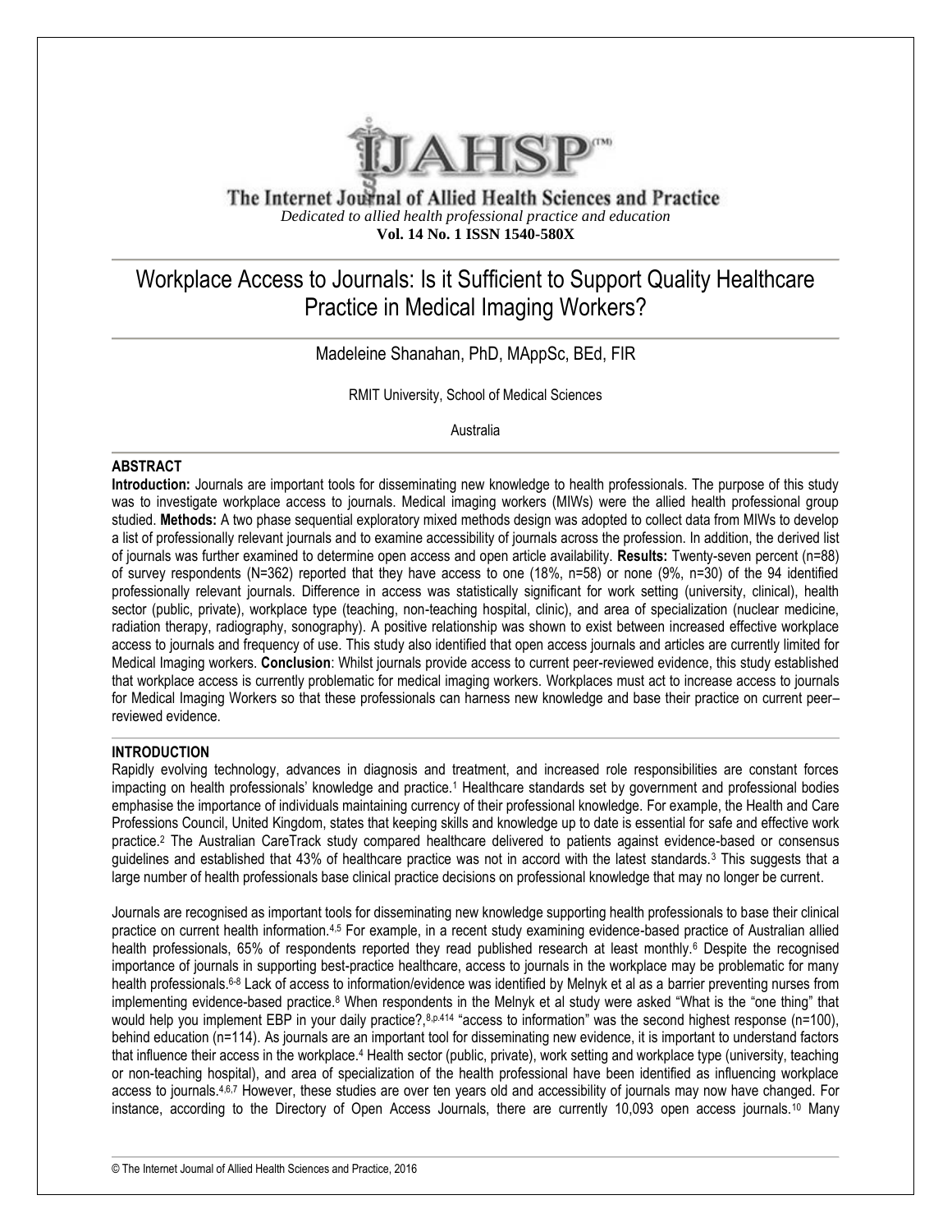# Workplace Access to Journals: Is it Sufficient to Support Quality Healthcare Practice in Medical Imaging Workers?

Madeleine Shanahan, PhD, MAppSc, BEd, FIR

RMIT University, School of Medical Sciences

Australia

## ABSTRACT

**Introduction:** Journals are important tools for disseminating new knowledge to health professionals. The purpose of this study was to investigate workplace access to journals. Medical imaging workers (MIWs) were the allied health professional group studied. **Methods:** A two phase sequential exploratory mixed methods design was adopted to collect data from MIWs to develop a list of professionally relevant journals and to examine accessibility of journals across the profession. In addition, the derived list of journals was further examined to determine open access and open article availability. **Results:** Twenty-seven percent (n=88) of survey respondents (N=362) reported that they have access to one (18%, n=58) or none (9%, n=30) of the 94 identified professionally relevant journals. Difference in access was statistically significant for work setting (university, clinical), health sector (public, private), workplace type (teaching, non-teaching hospital, clinic), and area of specialization (nuclear medicine, radiation therapy, radiography, sonography). A positive relationship was shown to exist between increased effective workplace access to journals and frequency of use. This study also identified that open access journals and articles are currently limited for Medical Imaging workers. **Conclusion**: Whilst journals provide access to current peer-reviewed evidence, this study established that workplace access is currently problematic for medical imaging workers. Workplaces must act to increase access to journals for Medical Imaging Workers so that these professionals can harness new knowledge and base their practice on current peer–reviewed evidence.

## INTRODUCTION

Rapidly evolving technology, advances in diagnosis and treatment, and increased role responsibilities are constant forces impacting on health professionals' knowledge and practice.[1] Healthcare standards set by government and professional bodies emphasise the importance of individuals maintaining currency of their professional knowledge. For example, the Health and Care Professions Council, United Kingdom, states that keeping skills and knowledge up to date is essential for safe and effective work practice.[2] The Australian CareTrack study compared healthcare delivered to patients against evidence-based or consensus guidelines and established that 43% of healthcare practice was not in accord with the latest standards.[3] This suggests that a large number of health professionals base clinical practice decisions on professional knowledge that may no longer be current.

Journals are recognised as important tools for disseminating new knowledge supporting health professionals to base their clinical practice on current health information.[4,5] For example, in a recent study examining evidence-based practice of Australian allied health professionals, 65% of respondents reported they read published research at least monthly.[6] Despite the recognised importance of journals in supporting best-practice healthcare, access to journals in the workplace may be problematic for many health professionals.[6-8] Lack of access to information/evidence was identified by Melnyk et al as a barrier preventing nurses from implementing evidence-based practice.[8] When respondents in the Melnyk et al study were asked "What is the "one thing" that would help you implement EBP in your daily practice?,[8,p.414] "access to information" was the second highest response (n=100), behind education (n=114). As journals are an important tool for disseminating new evidence, it is important to understand factors that influence their access in the workplace.[4] Health sector (public, private), work setting and workplace type (university, teaching or non-teaching hospital), and area of specialization of the health professional have been identified as influencing workplace access to journals.[4,6,7] However, these studies are over ten years old and accessibility of journals may now have changed. For instance, according to the Directory of Open Access Journals, there are currently 10,093 open access journals.[10] Many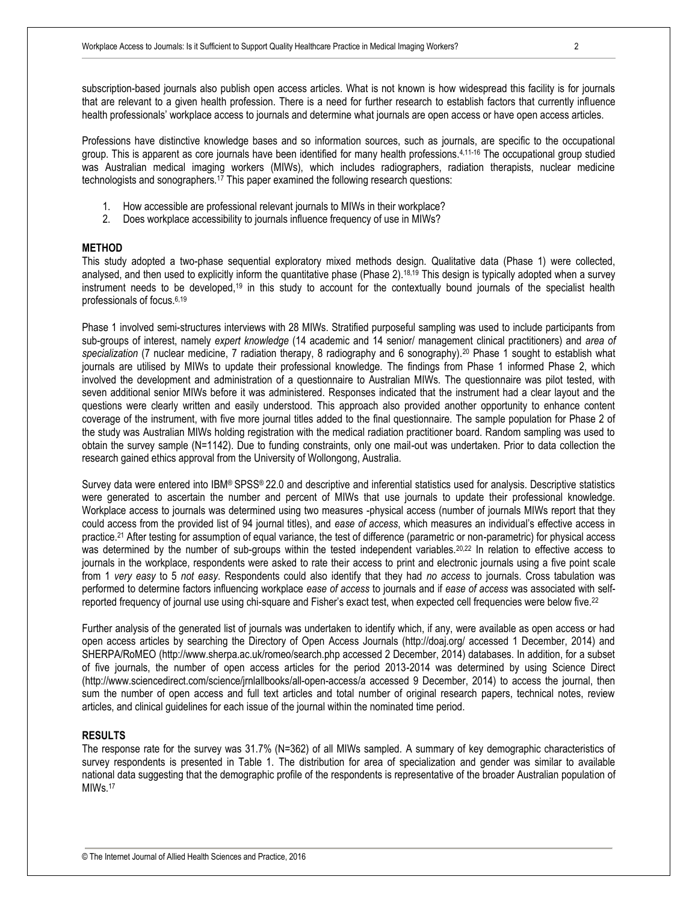subscription-based journals also publish open access articles. What is not known is how widespread this facility is for journals that are relevant to a given health profession. There is a need for further research to establish factors that currently influence health professionals' workplace access to journals and determine what journals are open access or have open access articles.

Professions have distinctive knowledge bases and so information sources, such as journals, are specific to the occupational group. This is apparent as core journals have been identified for many health professions.[4,11-16] The occupational group studied was Australian medical imaging workers (MIWs), which includes radiographers, radiation therapists, nuclear medicine technologists and sonographers.[17] This paper examined the following research questions:

1. How accessible are professional relevant journals to MIWs in their workplace?
2. Does workplace accessibility to journals influence frequency of use in MIWs?

## METHOD

This study adopted a two-phase sequential exploratory mixed methods design. Qualitative data (Phase 1) were collected, analysed, and then used to explicitly inform the quantitative phase (Phase 2).[18,19] This design is typically adopted when a survey instrument needs to be developed,[19] in this study to account for the contextually bound journals of the specialist health professionals of focus.[6,19]

Phase 1 involved semi-structures interviews with 28 MIWs. Stratified purposeful sampling was used to include participants from sub-groups of interest, namely *expert knowledge* (14 academic and 14 senior/ management clinical practitioners) and *area of specialization* (7 nuclear medicine, 7 radiation therapy, 8 radiography and 6 sonography).[20] Phase 1 sought to establish what journals are utilised by MIWs to update their professional knowledge. The findings from Phase 1 informed Phase 2, which involved the development and administration of a questionnaire to Australian MIWs. The questionnaire was pilot tested, with seven additional senior MIWs before it was administered. Responses indicated that the instrument had a clear layout and the questions were clearly written and easily understood. This approach also provided another opportunity to enhance content coverage of the instrument, with five more journal titles added to the final questionnaire. The sample population for Phase 2 of the study was Australian MIWs holding registration with the medical radiation practitioner board. Random sampling was used to obtain the survey sample (N=1142). Due to funding constraints, only one mail-out was undertaken. Prior to data collection the research gained ethics approval from the University of Wollongong, Australia.

Survey data were entered into IBM® SPSS® 22.0 and descriptive and inferential statistics used for analysis. Descriptive statistics were generated to ascertain the number and percent of MIWs that use journals to update their professional knowledge. Workplace access to journals was determined using two measures -physical access (number of journals MIWs report that they could access from the provided list of 94 journal titles), and *ease of access*, which measures an individual's effective access in practice.[21] After testing for assumption of equal variance, the test of difference (parametric or non-parametric) for physical access was determined by the number of sub-groups within the tested independent variables.[20,22] In relation to effective access to journals in the workplace, respondents were asked to rate their access to print and electronic journals using a five point scale from 1 *very easy* to 5 *not easy*. Respondents could also identify that they had *no access* to journals. Cross tabulation was performed to determine factors influencing workplace *ease of access* to journals and if *ease of access* was associated with self-reported frequency of journal use using chi-square and Fisher's exact test, when expected cell frequencies were below five.[22]

Further analysis of the generated list of journals was undertaken to identify which, if any, were available as open access or had open access articles by searching the Directory of Open Access Journals (http://doaj.org/ accessed 1 December, 2014) and SHERPA/RoMEO (http://www.sherpa.ac.uk/romeo/search.php accessed 2 December, 2014) databases. In addition, for a subset of five journals, the number of open access articles for the period 2013-2014 was determined by using Science Direct (http://www.sciencedirect.com/science/jrnlallbooks/all-open-access/a accessed 9 December, 2014) to access the journal, then sum the number of open access and full text articles and total number of original research papers, technical notes, review articles, and clinical guidelines for each issue of the journal within the nominated time period.

## RESULTS

The response rate for the survey was 31.7% (N=362) of all MIWs sampled. A summary of key demographic characteristics of survey respondents is presented in Table 1. The distribution for area of specialization and gender was similar to available national data suggesting that the demographic profile of the respondents is representative of the broader Australian population of MIWs.[17]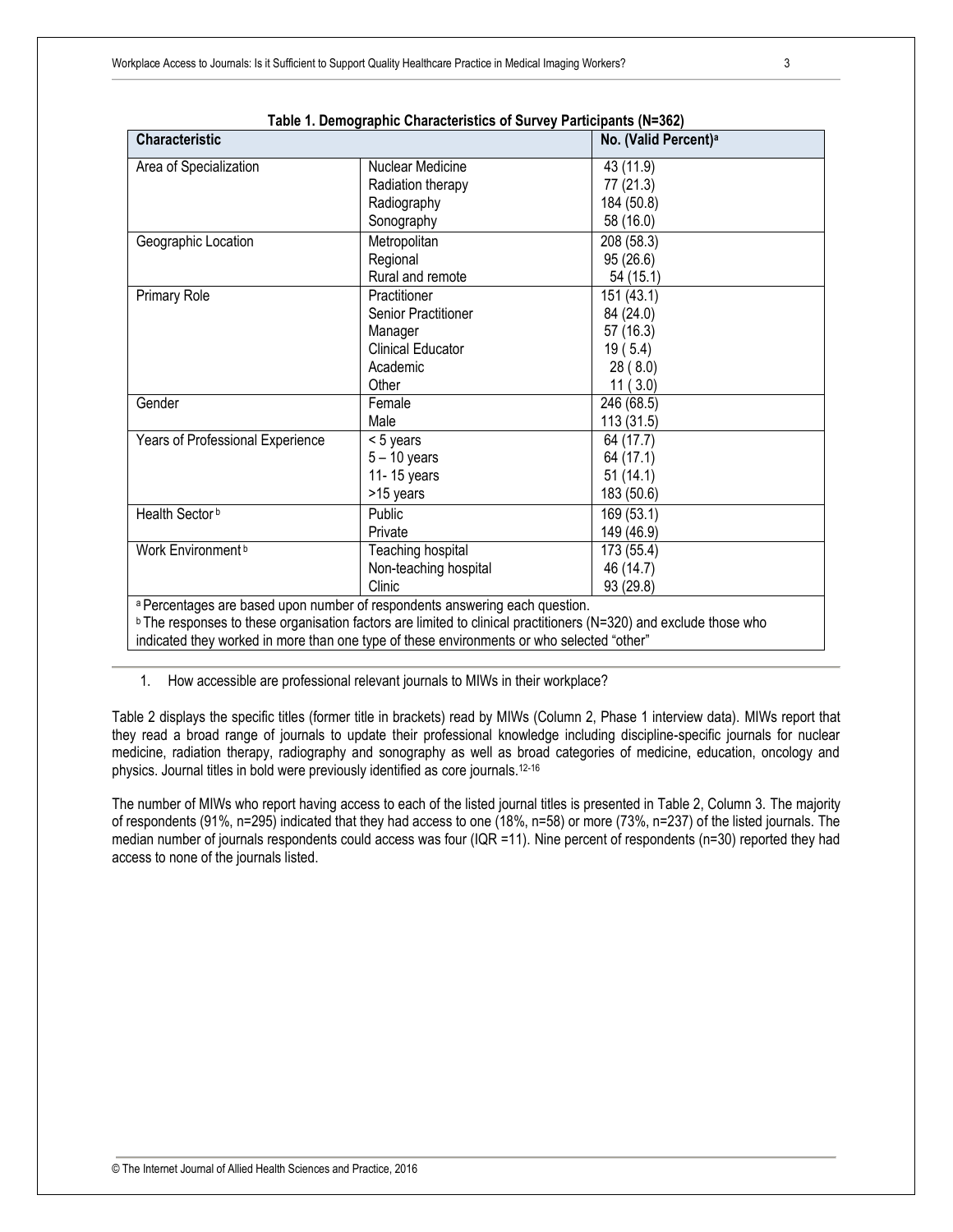**Table 1. Demographic Characteristics of Survey Participants (N=362)**

| Characteristic | | No. (Valid Percent)[a] |
|---|---|---|
| Area of Specialization | Nuclear Medicine | 43 (11.9) |
| | Radiation therapy | 77 (21.3) |
| | Radiography | 184 (50.8) |
| | Sonography | 58 (16.0) |
| Geographic Location | Metropolitan | 208 (58.3) |
| | Regional | 95 (26.6) |
| | Rural and remote | 54 (15.1) |
| Primary Role | Practitioner | 151 (43.1) |
| | Senior Practitioner | 84 (24.0) |
| | Manager | 57 (16.3) |
| | Clinical Educator | 19 ( 5.4) |
| | Academic | 28 ( 8.0) |
| | Other | 11 ( 3.0) |
| Gender | Female | 246 (68.5) |
| | Male | 113 (31.5) |
| Years of Professional Experience | < 5 years | 64 (17.7) |
| | 5 – 10 years | 64 (17.1) |
| | 11- 15 years | 51 (14.1) |
| | >15 years | 183 (50.6) |
| Health Sector[b] | Public | 169 (53.1) |
| | Private | 149 (46.9) |
| Work Environment[b] | Teaching hospital | 173 (55.4) |
| | Non-teaching hospital | 46 (14.7) |
| | Clinic | 93 (29.8) |

[a] Percentages are based upon number of respondents answering each question.
[b] The responses to these organisation factors are limited to clinical practitioners (N=320) and exclude those who indicated they worked in more than one type of these environments or who selected "other"

1. How accessible are professional relevant journals to MIWs in their workplace?

Table 2 displays the specific titles (former title in brackets) read by MIWs (Column 2, Phase 1 interview data). MIWs report that they read a broad range of journals to update their professional knowledge including discipline-specific journals for nuclear medicine, radiation therapy, radiography and sonography as well as broad categories of medicine, education, oncology and physics. Journal titles in bold were previously identified as core journals.[12-16]

The number of MIWs who report having access to each of the listed journal titles is presented in Table 2, Column 3. The majority of respondents (91%, n=295) indicated that they had access to one (18%, n=58) or more (73%, n=237) of the listed journals. The median number of journals respondents could access was four (IQR =11). Nine percent of respondents (n=30) reported they had access to none of the journals listed.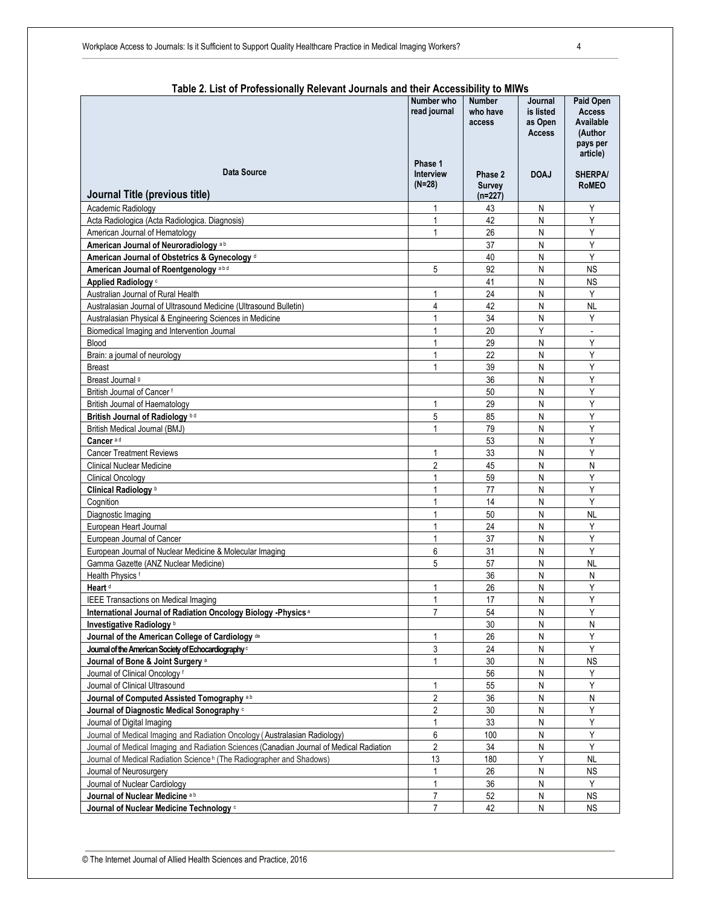**Table 2. List of Professionally Relevant Journals and their Accessibility to MIWs**

| Journal Title (previous title) | Number who read journal | Number who have access | Journal is listed as Open Access | Paid Open Access Available (Author pays per article) |
|---|---|---|---|---|
| Data Source | Phase 1 Interview (N=28) | Phase 2 Survey (n=227) | DOAJ | SHERPA/ RoMEO |
| Academic Radiology | 1 | 43 | N | Y |
| Acta Radiologica (Acta Radiologica. Diagnosis) | 1 | 42 | N | Y |
| American Journal of Hematology | 1 | 26 | N | Y |
| **American Journal of Neuroradiology** [a b] | | 37 | N | Y |
| **American Journal of Obstetrics & Gynecology** [d] | | 40 | N | Y |
| **American Journal of Roentgenology** [a b d] | 5 | 92 | N | NS |
| **Applied Radiology** [c] | | 41 | N | NS |
| Australian Journal of Rural Health | 1 | 24 | N | Y |
| Australasian Journal of Ultrasound Medicine (Ultrasound Bulletin) | 4 | 42 | N | NL |
| Australasian Physical & Engineering Sciences in Medicine | 1 | 34 | N | Y |
| Biomedical Imaging and Intervention Journal | 1 | 20 | Y | - |
| Blood | 1 | 29 | N | Y |
| Brain: a journal of neurology | 1 | 22 | N | Y |
| Breast | 1 | 39 | N | Y |
| Breast Journal [g] | | 36 | N | Y |
| British Journal of Cancer [f] | | 50 | N | Y |
| British Journal of Haematology | 1 | 29 | N | Y |
| **British Journal of Radiology** [b d] | 5 | 85 | N | Y |
| British Medical Journal (BMJ) | 1 | 79 | N | Y |
| **Cancer** [a d] | | 53 | N | Y |
| Cancer Treatment Reviews | 1 | 33 | N | Y |
| Clinical Nuclear Medicine | 2 | 45 | N | N |
| Clinical Oncology | 1 | 59 | N | Y |
| **Clinical Radiology** [b] | 1 | 77 | N | Y |
| Cognition | 1 | 14 | N | Y |
| Diagnostic Imaging | 1 | 50 | N | NL |
| European Heart Journal | 1 | 24 | N | Y |
| European Journal of Cancer | 1 | 37 | N | Y |
| European Journal of Nuclear Medicine & Molecular Imaging | 6 | 31 | N | Y |
| Gamma Gazette (ANZ Nuclear Medicine) | 5 | 57 | N | NL |
| Health Physics [f] | | 36 | N | N |
| **Heart** [d] | 1 | 26 | N | Y |
| IEEE Transactions on Medical Imaging | 1 | 17 | N | Y |
| **International Journal of Radiation Oncology Biology -Physics** [a] | 7 | 54 | N | Y |
| **Investigative Radiology** [b] | | 30 | N | N |
| **Journal of the American College of Cardiology** [de] | 1 | 26 | N | Y |
| **Journal of the American Society of Echocardiography** [c] | 3 | 24 | N | Y |
| **Journal of Bone & Joint Surgery** [a] | 1 | 30 | N | NS |
| Journal of Clinical Oncology [f] | | 56 | N | Y |
| Journal of Clinical Ultrasound | 1 | 55 | N | Y |
| **Journal of Computed Assisted Tomography** [a b] | 2 | 36 | N | N |
| **Journal of Diagnostic Medical Sonography** [c] | 2 | 30 | N | Y |
| Journal of Digital Imaging | 1 | 33 | N | Y |
| Journal of Medical Imaging and Radiation Oncology (Australasian Radiology) | 6 | 100 | N | Y |
| Journal of Medical Imaging and Radiation Sciences (Canadian Journal of Medical Radiation | 2 | 34 | N | Y |
| Journal of Medical Radiation Science [h] (The Radiographer and Shadows) | 13 | 180 | Y | NL |
| Journal of Neurosurgery | 1 | 26 | N | NS |
| Journal of Nuclear Cardiology | 1 | 36 | N | Y |
| **Journal of Nuclear Medicine** [a b] | 7 | 52 | N | NS |
| **Journal of Nuclear Medicine Technology** [c] | 7 | 42 | N | NS |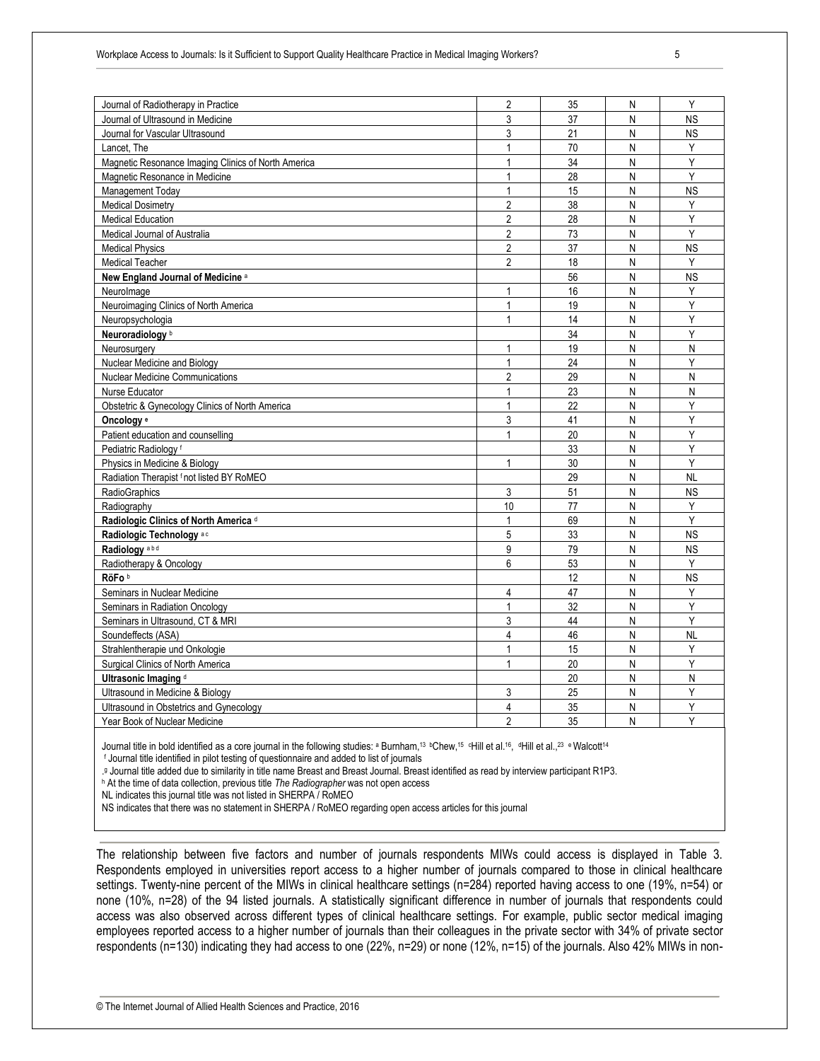| Journal of Radiotherapy in Practice | 2 | 35 | N | Y |
|---|---|---|---|---|
| Journal of Ultrasound in Medicine | 3 | 37 | N | NS |
| Journal for Vascular Ultrasound | 3 | 21 | N | NS |
| Lancet, The | 1 | 70 | N | Y |
| Magnetic Resonance Imaging Clinics of North America | 1 | 34 | N | Y |
| Magnetic Resonance in Medicine | 1 | 28 | N | Y |
| Management Today | 1 | 15 | N | NS |
| Medical Dosimetry | 2 | 38 | N | Y |
| Medical Education | 2 | 28 | N | Y |
| Medical Journal of Australia | 2 | 73 | N | Y |
| Medical Physics | 2 | 37 | N | NS |
| Medical Teacher | 2 | 18 | N | Y |
| **New England Journal of Medicine** [a] | | 56 | N | NS |
| NeuroImage | 1 | 16 | N | Y |
| Neuroimaging Clinics of North America | 1 | 19 | N | Y |
| Neuropsychologia | 1 | 14 | N | Y |
| **Neuroradiology** [b] | | 34 | N | Y |
| Neurosurgery | 1 | 19 | N | N |
| Nuclear Medicine and Biology | 1 | 24 | N | Y |
| Nuclear Medicine Communications | 2 | 29 | N | N |
| Nurse Educator | 1 | 23 | N | N |
| Obstetric & Gynecology Clinics of North America | 1 | 22 | N | Y |
| **Oncology** [e] | 3 | 41 | N | Y |
| Patient education and counselling | 1 | 20 | N | Y |
| Pediatric Radiology [f] | | 33 | N | Y |
| Physics in Medicine & Biology | 1 | 30 | N | Y |
| Radiation Therapist [f] not listed BY RoMEO | | 29 | N | NL |
| RadioGraphics | 3 | 51 | N | NS |
| Radiography | 10 | 77 | N | Y |
| **Radiologic Clinics of North America** [d] | 1 | 69 | N | Y |
| **Radiologic Technology** [a c] | 5 | 33 | N | NS |
| **Radiology** [a b d] | 9 | 79 | N | NS |
| Radiotherapy & Oncology | 6 | 53 | N | Y |
| **RöFo** [b] | | 12 | N | NS |
| Seminars in Nuclear Medicine | 4 | 47 | N | Y |
| Seminars in Radiation Oncology | 1 | 32 | N | Y |
| Seminars in Ultrasound, CT & MRI | 3 | 44 | N | Y |
| Soundeffects (ASA) | 4 | 46 | N | NL |
| Strahlentherapie und Onkologie | 1 | 15 | N | Y |
| Surgical Clinics of North America | 1 | 20 | N | Y |
| **Ultrasonic Imaging** [d] | | 20 | N | N |
| Ultrasound in Medicine & Biology | 3 | 25 | N | Y |
| Ultrasound in Obstetrics and Gynecology | 4 | 35 | N | Y |
| Year Book of Nuclear Medicine | 2 | 35 | N | Y |

Journal title in bold identified as a core journal in the following studies: [a] Burnham,[13] [b]Chew,[15] [c]Hill et al.[16], [d]Hill et al.,[23] [e] Walcott[14]

[f] Journal title identified in pilot testing of questionnaire and added to list of journals

,[g] Journal title added due to similarity in title name Breast and Breast Journal. Breast identified as read by interview participant R1P3.

[h] At the time of data collection, previous title *The Radiographer* was not open access

NL indicates this journal title was not listed in SHERPA / RoMEO

NS indicates that there was no statement in SHERPA / RoMEO regarding open access articles for this journal

The relationship between five factors and number of journals respondents MIWs could access is displayed in Table 3. Respondents employed in universities report access to a higher number of journals compared to those in clinical healthcare settings. Twenty-nine percent of the MIWs in clinical healthcare settings (n=284) reported having access to one (19%, n=54) or none (10%, n=28) of the 94 listed journals. A statistically significant difference in number of journals that respondents could access was also observed across different types of clinical healthcare settings. For example, public sector medical imaging employees reported access to a higher number of journals than their colleagues in the private sector with 34% of private sector respondents (n=130) indicating they had access to one (22%, n=29) or none (12%, n=15) of the journals. Also 42% MIWs in non-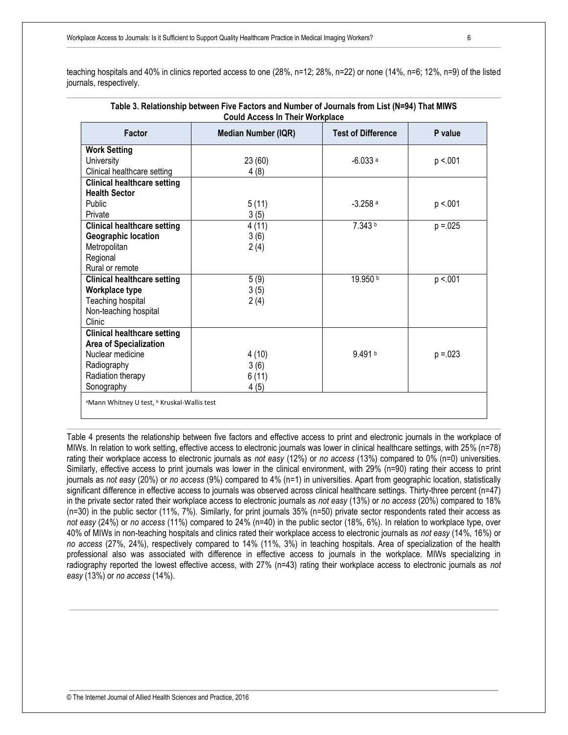teaching hospitals and 40% in clinics reported access to one (28%, n=12; 28%, n=22) or none (14%, n=6; 12%, n=9) of the listed journals, respectively.

**Table 3. Relationship between Five Factors and Number of Journals from List (N=94) That MIWS Could Access In Their Workplace**

| Factor | Median Number (IQR) | Test of Difference | P value |
|---|---|---|---|
| **Work Setting** | | | |
| University | 23 (60) | -6.033 [a] | p <.001 |
| Clinical healthcare setting | 4 (8) | | |
| **Clinical healthcare setting Health Sector** | | | |
| Public | 5 (11) | -3.258 [a] | p <.001 |
| Private | 3 (5) | | |
| **Clinical healthcare setting Geographic location** | | 7.343 [b] | p =.025 |
| Metropolitan | 4 (11) | | |
| Regional | 3 (6) | | |
| Rural or remote | 2 (4) | | |
| **Clinical healthcare setting Workplace type** | | 19.950 [b] | p <.001 |
| Teaching hospital | 5 (9) | | |
| Non-teaching hospital | 3 (5) | | |
| Clinic | 2 (4) | | |
| **Clinical healthcare setting Area of Specialization** | | | |
| Nuclear medicine | 4 (10) | 9.491 [b] | p =.023 |
| Radiography | 3 (6) | | |
| Radiation therapy | 6 (11) | | |
| Sonography | 4 (5) | | |

[a]Mann Whitney U test, [b] Kruskal-Wallis test

Table 4 presents the relationship between five factors and effective access to print and electronic journals in the workplace of MIWs. In relation to work setting, effective access to electronic journals was lower in clinical healthcare settings, with 25% (n=78) rating their workplace access to electronic journals as *not easy* (12%) or *no access* (13%) compared to 0% (n=0) universities. Similarly, effective access to print journals was lower in the clinical environment, with 29% (n=90) rating their access to print journals as *not easy* (20%) or *no access* (9%) compared to 4% (n=1) in universities. Apart from geographic location, statistically significant difference in effective access to journals was observed across clinical healthcare settings. Thirty-three percent (n=47) in the private sector rated their workplace access to electronic journals as *not easy* (13%) or *no access* (20%) compared to 18% (n=30) in the public sector (11%, 7%). Similarly, for print journals 35% (n=50) private sector respondents rated their access as *not easy* (24%) or *no access* (11%) compared to 24% (n=40) in the public sector (18%, 6%). In relation to workplace type, over 40% of MIWs in non-teaching hospitals and clinics rated their workplace access to electronic journals as *not easy* (14%, 16%) or *no access* (27%, 24%), respectively compared to 14% (11%, 3%) in teaching hospitals. Area of specialization of the health professional also was associated with difference in effective access to journals in the workplace. MIWs specializing in radiography reported the lowest effective access, with 27% (n=43) rating their workplace access to electronic journals as *not easy* (13%) or *no access* (14%).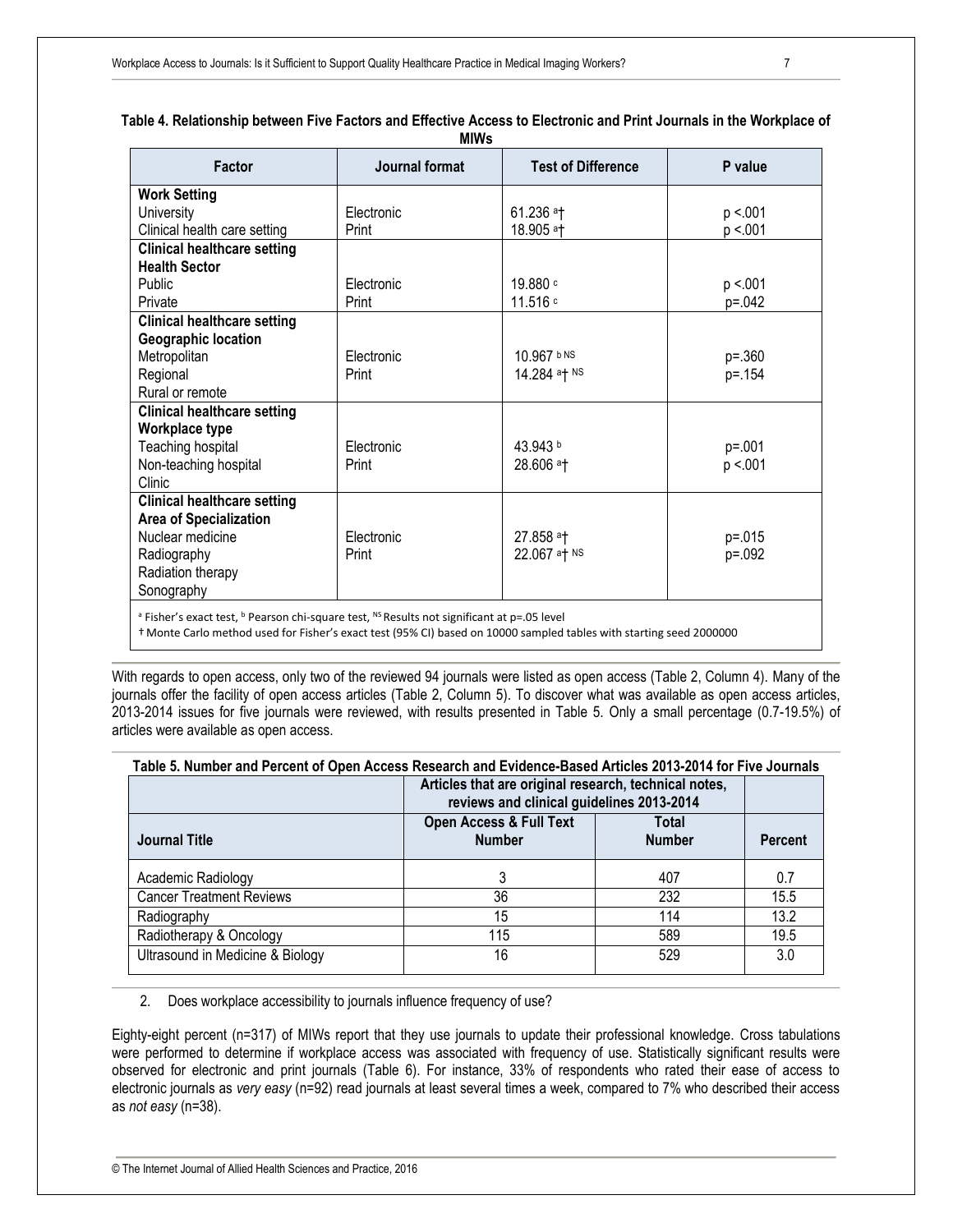**Table 4. Relationship between Five Factors and Effective Access to Electronic and Print Journals in the Workplace of MIWs**

| Factor | Journal format | Test of Difference | P value |
|---|---|---|---|
| **Work Setting**<br>University<br>Clinical health care setting | <br>Electronic<br>Print | <br>61.236 [a]†<br>18.905 [a]† | <br>$p < .001$<br>$p < .001$ |
| **Clinical healthcare setting**<br>**Health Sector**<br>Public<br>Private | <br><br>Electronic<br>Print | <br><br>19.880 [c]<br>11.516 [c] | <br><br>$p < .001$<br>$p = .042$ |
| **Clinical healthcare setting**<br>**Geographic location**<br>Metropolitan<br>Regional<br>Rural or remote | <br><br>Electronic<br>Print | <br><br>10.967 [b] [NS]<br>14.284 [a]† [NS] | <br><br>$p = .360$<br>$p = .154$ |
| **Clinical healthcare setting**<br>**Workplace type**<br>Teaching hospital<br>Non-teaching hospital<br>Clinic | <br><br>Electronic<br>Print | <br><br>43.943 [b]<br>28.606 [a]† | <br><br>$p = .001$<br>$p < .001$ |
| **Clinical healthcare setting**<br>**Area of Specialization**<br>Nuclear medicine<br>Radiography<br>Radiation therapy<br>Sonography | <br><br>Electronic<br>Print | <br><br>27.858 [a]†<br>22.067 [a]† [NS] | <br><br>$p = .015$<br>$p = .092$ |

[a] Fisher's exact test, [b] Pearson chi-square test, [NS] Results not significant at $p = .05$ level

† Monte Carlo method used for Fisher's exact test (95% CI) based on 10000 sampled tables with starting seed 2000000

With regards to open access, only two of the reviewed 94 journals were listed as open access (Table 2, Column 4). Many of the journals offer the facility of open access articles (Table 2, Column 5). To discover what was available as open access articles, 2013-2014 issues for five journals were reviewed, with results presented in Table 5. Only a small percentage (0.7-19.5%) of articles were available as open access.

**Table 5. Number and Percent of Open Access Research and Evidence-Based Articles 2013-2014 for Five Journals**

| | Articles that are original research, technical notes, reviews and clinical guidelines 2013-2014 | | |
|---|---|---|---|
| **Journal Title** | **Open Access & Full Text Number** | **Total Number** | **Percent** |
| Academic Radiology | 3 | 407 | 0.7 |
| Cancer Treatment Reviews | 36 | 232 | 15.5 |
| Radiography | 15 | 114 | 13.2 |
| Radiotherapy & Oncology | 115 | 589 | 19.5 |
| Ultrasound in Medicine & Biology | 16 | 529 | 3.0 |

2. Does workplace accessibility to journals influence frequency of use?

Eighty-eight percent (n=317) of MIWs report that they use journals to update their professional knowledge. Cross tabulations were performed to determine if workplace access was associated with frequency of use. Statistically significant results were observed for electronic and print journals (Table 6). For instance, 33% of respondents who rated their ease of access to electronic journals as *very easy* (n=92) read journals at least several times a week, compared to 7% who described their access as *not easy* (n=38).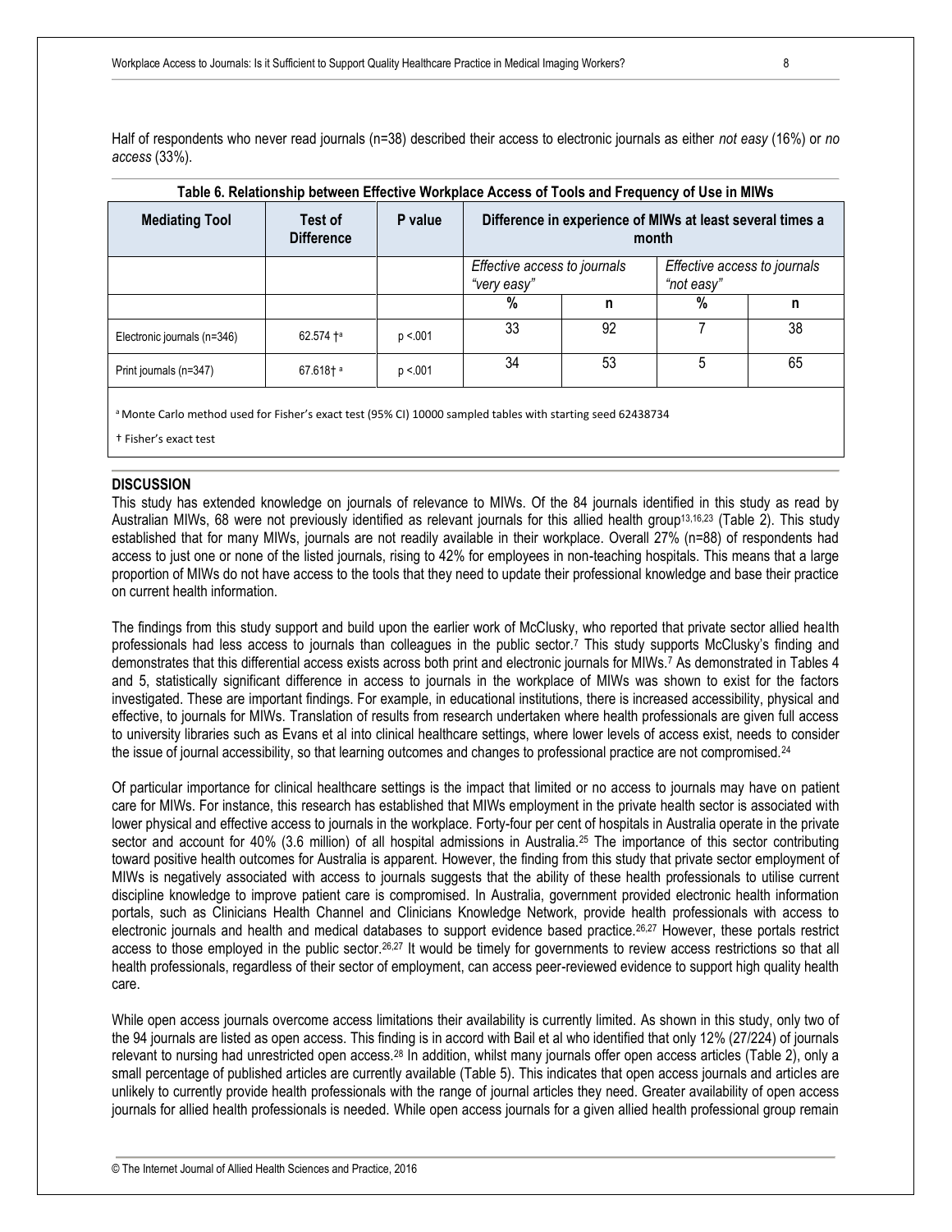Half of respondents who never read journals (n=38) described their access to electronic journals as either *not easy* (16%) or *no access* (33%).

**Table 6. Relationship between Effective Workplace Access of Tools and Frequency of Use in MIWs**

| Mediating Tool | Test of Difference | P value | Difference in experience of MIWs at least several times a month | | | |
|---|---|---|---|---|---|---|
| | | | *Effective access to journals "very easy"* | | *Effective access to journals "not easy"* | |
| | | | % | n | % | n |
| Electronic journals (n=346) | 62.574 †[a] | p <.001 | 33 | 92 | 7 | 38 |
| Print journals (n=347) | 67.618† [a] | p <.001 | 34 | 53 | 5 | 65 |

[a] Monte Carlo method used for Fisher's exact test (95% CI) 10000 sampled tables with starting seed 62438734

† Fisher's exact test

## DISCUSSION

This study has extended knowledge on journals of relevance to MIWs. Of the 84 journals identified in this study as read by Australian MIWs, 68 were not previously identified as relevant journals for this allied health group[13,16,23] (Table 2). This study established that for many MIWs, journals are not readily available in their workplace. Overall 27% (n=88) of respondents had access to just one or none of the listed journals, rising to 42% for employees in non-teaching hospitals. This means that a large proportion of MIWs do not have access to the tools that they need to update their professional knowledge and base their practice on current health information.

The findings from this study support and build upon the earlier work of McClusky, who reported that private sector allied health professionals had less access to journals than colleagues in the public sector.[7] This study supports McClusky's finding and demonstrates that this differential access exists across both print and electronic journals for MIWs.[7] As demonstrated in Tables 4 and 5, statistically significant difference in access to journals in the workplace of MIWs was shown to exist for the factors investigated. These are important findings. For example, in educational institutions, there is increased accessibility, physical and effective, to journals for MIWs. Translation of results from research undertaken where health professionals are given full access to university libraries such as Evans et al into clinical healthcare settings, where lower levels of access exist, needs to consider the issue of journal accessibility, so that learning outcomes and changes to professional practice are not compromised.[24]

Of particular importance for clinical healthcare settings is the impact that limited or no access to journals may have on patient care for MIWs. For instance, this research has established that MIWs employment in the private health sector is associated with lower physical and effective access to journals in the workplace. Forty-four per cent of hospitals in Australia operate in the private sector and account for 40% (3.6 million) of all hospital admissions in Australia.[25] The importance of this sector contributing toward positive health outcomes for Australia is apparent. However, the finding from this study that private sector employment of MIWs is negatively associated with access to journals suggests that the ability of these health professionals to utilise current discipline knowledge to improve patient care is compromised. In Australia, government provided electronic health information portals, such as Clinicians Health Channel and Clinicians Knowledge Network, provide health professionals with access to electronic journals and health and medical databases to support evidence based practice.[26,27] However, these portals restrict access to those employed in the public sector.[26,27] It would be timely for governments to review access restrictions so that all health professionals, regardless of their sector of employment, can access peer-reviewed evidence to support high quality health care.

While open access journals overcome access limitations their availability is currently limited. As shown in this study, only two of the 94 journals are listed as open access. This finding is in accord with Bail et al who identified that only 12% (27/224) of journals relevant to nursing had unrestricted open access.[28] In addition, whilst many journals offer open access articles (Table 2), only a small percentage of published articles are currently available (Table 5). This indicates that open access journals and articles are unlikely to currently provide health professionals with the range of journal articles they need. Greater availability of open access journals for allied health professionals is needed. While open access journals for a given allied health professional group remain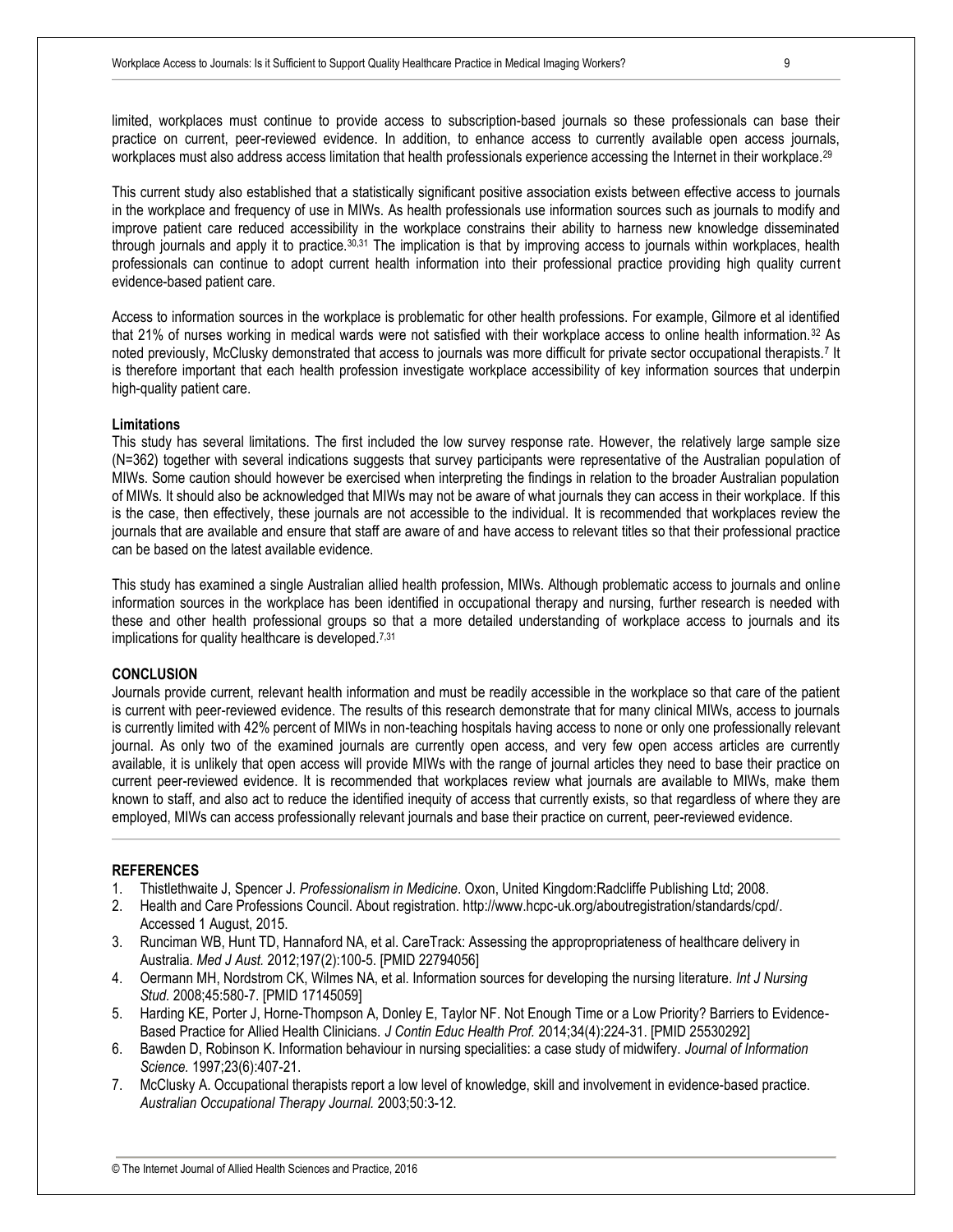limited, workplaces must continue to provide access to subscription-based journals so these professionals can base their practice on current, peer-reviewed evidence. In addition, to enhance access to currently available open access journals, workplaces must also address access limitation that health professionals experience accessing the Internet in their workplace.[29]

This current study also established that a statistically significant positive association exists between effective access to journals in the workplace and frequency of use in MIWs. As health professionals use information sources such as journals to modify and improve patient care reduced accessibility in the workplace constrains their ability to harness new knowledge disseminated through journals and apply it to practice.[30,31] The implication is that by improving access to journals within workplaces, health professionals can continue to adopt current health information into their professional practice providing high quality current evidence-based patient care.

Access to information sources in the workplace is problematic for other health professions. For example, Gilmore et al identified that 21% of nurses working in medical wards were not satisfied with their workplace access to online health information.[32] As noted previously, McClusky demonstrated that access to journals was more difficult for private sector occupational therapists.[7] It is therefore important that each health profession investigate workplace accessibility of key information sources that underpin high-quality patient care.

**Limitations**

This study has several limitations. The first included the low survey response rate. However, the relatively large sample size (N=362) together with several indications suggests that survey participants were representative of the Australian population of MIWs. Some caution should however be exercised when interpreting the findings in relation to the broader Australian population of MIWs. It should also be acknowledged that MIWs may not be aware of what journals they can access in their workplace. If this is the case, then effectively, these journals are not accessible to the individual. It is recommended that workplaces review the journals that are available and ensure that staff are aware of and have access to relevant titles so that their professional practice can be based on the latest available evidence.

This study has examined a single Australian allied health profession, MIWs. Although problematic access to journals and online information sources in the workplace has been identified in occupational therapy and nursing, further research is needed with these and other health professional groups so that a more detailed understanding of workplace access to journals and its implications for quality healthcare is developed.[7,31]

## CONCLUSION

Journals provide current, relevant health information and must be readily accessible in the workplace so that care of the patient is current with peer-reviewed evidence. The results of this research demonstrate that for many clinical MIWs, access to journals is currently limited with 42% percent of MIWs in non-teaching hospitals having access to none or only one professionally relevant journal. As only two of the examined journals are currently open access, and very few open access articles are currently available, it is unlikely that open access will provide MIWs with the range of journal articles they need to base their practice on current peer-reviewed evidence. It is recommended that workplaces review what journals are available to MIWs, make them known to staff, and also act to reduce the identified inequity of access that currently exists, so that regardless of where they are employed, MIWs can access professionally relevant journals and base their practice on current, peer-reviewed evidence.

## REFERENCES

1. Thistlethwaite J, Spencer J. *Professionalism in Medicine*. Oxon, United Kingdom:Radcliffe Publishing Ltd; 2008.
2. Health and Care Professions Council. About registration. http://www.hcpc-uk.org/aboutregistration/standards/cpd/. Accessed 1 August, 2015.
3. Runciman WB, Hunt TD, Hannaford NA, et al. CareTrack: Assessing the appropropriateness of healthcare delivery in Australia. *Med J Aust.* 2012;197(2):100-5. [PMID 22794056]
4. Oermann MH, Nordstrom CK, Wilmes NA, et al. Information sources for developing the nursing literature. *Int J Nursing Stud.* 2008;45:580-7. [PMID 17145059]
5. Harding KE, Porter J, Horne-Thompson A, Donley E, Taylor NF. Not Enough Time or a Low Priority? Barriers to Evidence-Based Practice for Allied Health Clinicians. *J Contin Educ Health Prof.* 2014;34(4):224-31. [PMID 25530292]
6. Bawden D, Robinson K. Information behaviour in nursing specialities: a case study of midwifery. *Journal of Information Science.* 1997;23(6):407-21.
7. McClusky A. Occupational therapists report a low level of knowledge, skill and involvement in evidence-based practice. *Australian Occupational Therapy Journal.* 2003;50:3-12.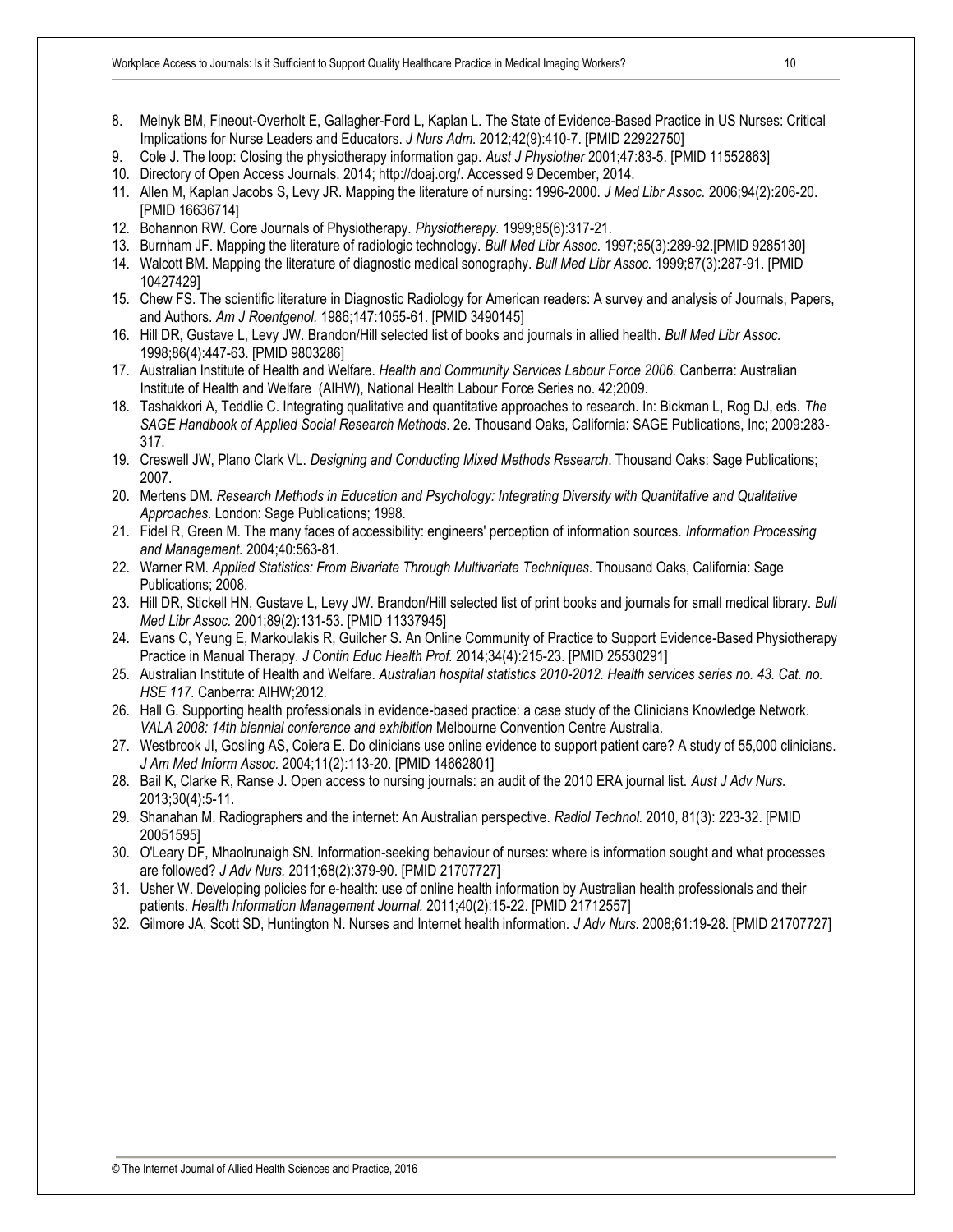8. Melnyk BM, Fineout-Overholt E, Gallagher-Ford L, Kaplan L. The State of Evidence-Based Practice in US Nurses: Critical Implications for Nurse Leaders and Educators. *J Nurs Adm.* 2012;42(9):410-7. [PMID 22922750]
9. Cole J. The loop: Closing the physiotherapy information gap. *Aust J Physiother* 2001;47:83-5. [PMID 11552863]
10. Directory of Open Access Journals. 2014; http://doaj.org/. Accessed 9 December, 2014.
11. Allen M, Kaplan Jacobs S, Levy JR. Mapping the literature of nursing: 1996-2000. *J Med Libr Assoc.* 2006;94(2):206-20. [PMID 16636714]
12. Bohannon RW. Core Journals of Physiotherapy. *Physiotherapy.* 1999;85(6):317-21.
13. Burnham JF. Mapping the literature of radiologic technology. *Bull Med Libr Assoc.* 1997;85(3):289-92.[PMID 9285130]
14. Walcott BM. Mapping the literature of diagnostic medical sonography. *Bull Med Libr Assoc.* 1999;87(3):287-91. [PMID 10427429]
15. Chew FS. The scientific literature in Diagnostic Radiology for American readers: A survey and analysis of Journals, Papers, and Authors. *Am J Roentgenol.* 1986;147:1055-61. [PMID 3490145]
16. Hill DR, Gustave L, Levy JW. Brandon/Hill selected list of books and journals in allied health. *Bull Med Libr Assoc.* 1998;86(4):447-63. [PMID 9803286]
17. Australian Institute of Health and Welfare. *Health and Community Services Labour Force 2006.* Canberra: Australian Institute of Health and Welfare (AIHW), National Health Labour Force Series no. 42;2009.
18. Tashakkori A, Teddlie C. Integrating qualitative and quantitative approaches to research. In: Bickman L, Rog DJ, eds. *The SAGE Handbook of Applied Social Research Methods*. 2e. Thousand Oaks, California: SAGE Publications, Inc; 2009:283-317.
19. Creswell JW, Plano Clark VL. *Designing and Conducting Mixed Methods Research*. Thousand Oaks: Sage Publications; 2007.
20. Mertens DM. *Research Methods in Education and Psychology: Integrating Diversity with Quantitative and Qualitative Approaches*. London: Sage Publications; 1998.
21. Fidel R, Green M. The many faces of accessibility: engineers' perception of information sources. *Information Processing and Management.* 2004;40:563-81.
22. Warner RM. *Applied Statistics: From Bivariate Through Multivariate Techniques*. Thousand Oaks, California: Sage Publications; 2008.
23. Hill DR, Stickell HN, Gustave L, Levy JW. Brandon/Hill selected list of print books and journals for small medical library. *Bull Med Libr Assoc.* 2001;89(2):131-53. [PMID 11337945]
24. Evans C, Yeung E, Markoulakis R, Guilcher S. An Online Community of Practice to Support Evidence-Based Physiotherapy Practice in Manual Therapy. *J Contin Educ Health Prof.* 2014;34(4):215-23. [PMID 25530291]
25. Australian Institute of Health and Welfare. *Australian hospital statistics 2010-2012. Health services series no. 43. Cat. no. HSE 117.* Canberra: AIHW;2012.
26. Hall G. Supporting health professionals in evidence-based practice: a case study of the Clinicians Knowledge Network. *VALA 2008: 14th biennial conference and exhibition* Melbourne Convention Centre Australia.
27. Westbrook JI, Gosling AS, Coiera E. Do clinicians use online evidence to support patient care? A study of 55,000 clinicians. *J Am Med Inform Assoc.* 2004;11(2):113-20. [PMID 14662801]
28. Bail K, Clarke R, Ranse J. Open access to nursing journals: an audit of the 2010 ERA journal list. *Aust J Adv Nurs.* 2013;30(4):5-11.
29. Shanahan M. Radiographers and the internet: An Australian perspective. *Radiol Technol.* 2010, 81(3): 223-32. [PMID 20051595]
30. O'Leary DF, Mhaolrunaigh SN. Information-seeking behaviour of nurses: where is information sought and what processes are followed? *J Adv Nurs.* 2011;68(2):379-90. [PMID 21707727]
31. Usher W. Developing policies for e-health: use of online health information by Australian health professionals and their patients. *Health Information Management Journal.* 2011;40(2):15-22. [PMID 21712557]
32. Gilmore JA, Scott SD, Huntington N. Nurses and Internet health information. *J Adv Nurs.* 2008;61:19-28. [PMID 21707727]